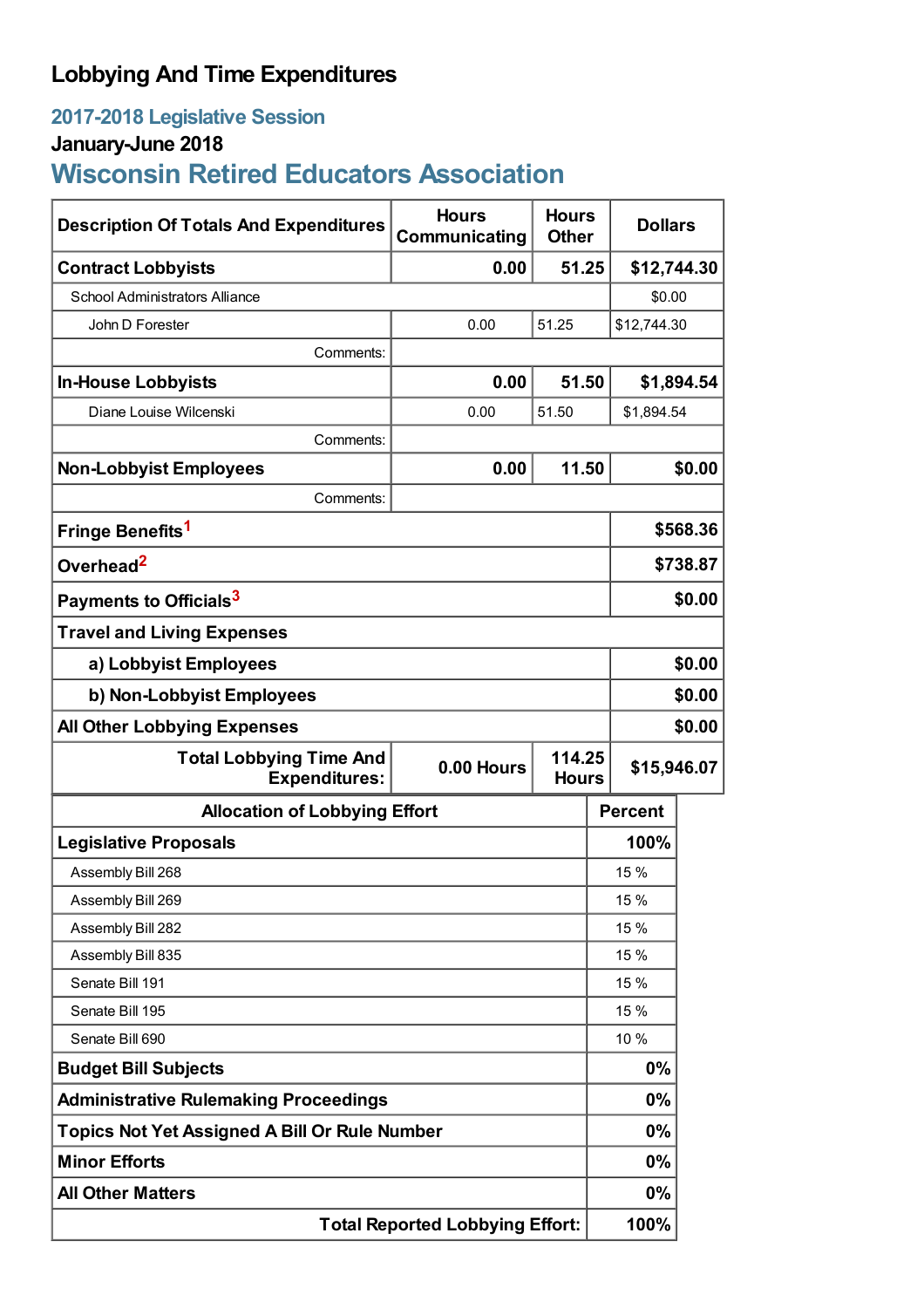# Lobbying And Time Expenditures

## 2017-2018 Legislative Session

### January-June 2018

## Wisconsin Retired Educators Association

| Description Of Totals And Expenditures | Hours Communicating | Hours Other | Dollars |
|---|---|---|---|
| **Contract Lobbyists** | **0.00** | **51.25** | **$12,744.30** |
| School Administrators Alliance | | | $0.00 |
| John D Forester | 0.00 | 51.25 | $12,744.30 |
| Comments: | | | |
| **In-House Lobbyists** | **0.00** | **51.50** | **$1,894.54** |
| Diane Louise Wilcenski | 0.00 | 51.50 | $1,894.54 |
| Comments: | | | |
| **Non-Lobbyist Employees** | **0.00** | **11.50** | **$0.00** |
| Comments: | | | |
| **Fringe Benefits**[1] | | | **$568.36** |
| **Overhead**[2] | | | **$738.87** |
| **Payments to Officials**[3] | | | **$0.00** |
| **Travel and Living Expenses** | | | |
| **a) Lobbyist Employees** | | | **$0.00** |
| **b) Non-Lobbyist Employees** | | | **$0.00** |
| **All Other Lobbying Expenses** | | | **$0.00** |
| **Total Lobbying Time And Expenditures:** | **0.00 Hours** | **114.25 Hours** | **$15,946.07** |

| Allocation of Lobbying Effort | Percent |
|---|---|
| **Legislative Proposals** | **100%** |
| Assembly Bill 268 | 15 % |
| Assembly Bill 269 | 15 % |
| Assembly Bill 282 | 15 % |
| Assembly Bill 835 | 15 % |
| Senate Bill 191 | 15 % |
| Senate Bill 195 | 15 % |
| Senate Bill 690 | 10 % |
| **Budget Bill Subjects** | **0%** |
| **Administrative Rulemaking Proceedings** | **0%** |
| **Topics Not Yet Assigned A Bill Or Rule Number** | **0%** |
| **Minor Efforts** | **0%** |
| **All Other Matters** | **0%** |
| **Total Reported Lobbying Effort:** | **100%** |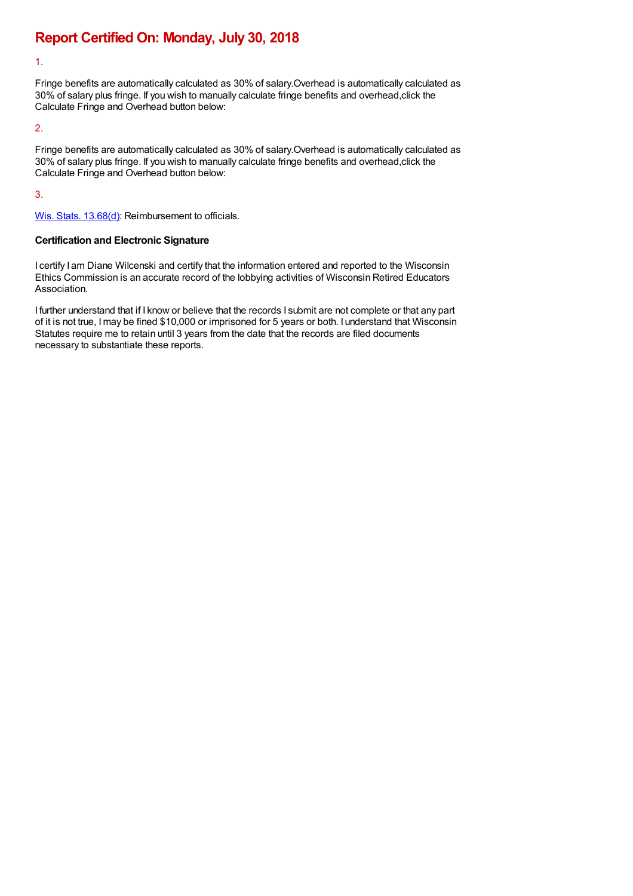## Report Certified On: Monday, July 30, 2018

1.

Fringe benefits are automatically calculated as 30% of salary.Overhead is automatically calculated as 30% of salary plus fringe. If you wish to manually calculate fringe benefits and overhead,click the Calculate Fringe and Overhead button below:

2.

Fringe benefits are automatically calculated as 30% of salary.Overhead is automatically calculated as 30% of salary plus fringe. If you wish to manually calculate fringe benefits and overhead,click the Calculate Fringe and Overhead button below:

3.

Wis. Stats. 13.68(d): Reimbursement to officials.

**Certification and Electronic Signature**

I certify I am Diane Wilcenski and certify that the information entered and reported to the Wisconsin Ethics Commission is an accurate record of the lobbying activities of Wisconsin Retired Educators Association.

I further understand that if I know or believe that the records I submit are not complete or that any part of it is not true, I may be fined $10,000 or imprisoned for 5 years or both. I understand that Wisconsin Statutes require me to retain until 3 years from the date that the records are filed documents necessary to substantiate these reports.